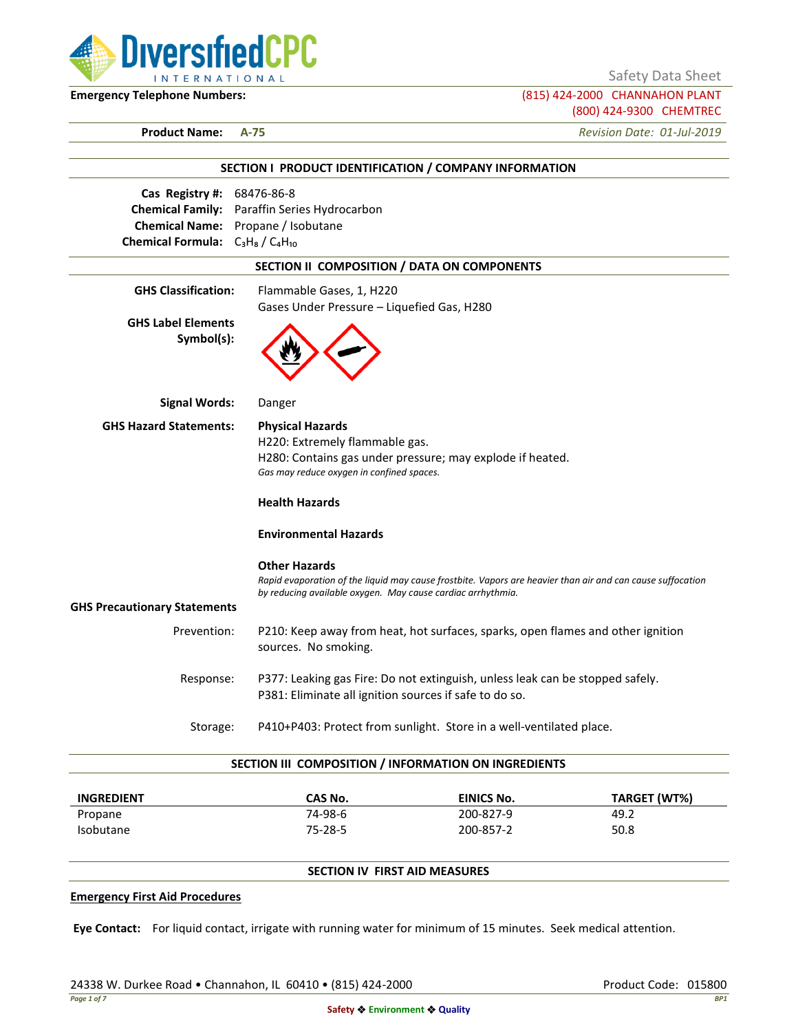Safety Data Sheet

**Emergency Telephone Numbers:** (815) 424-2000 CHANNAHON PLANT
(800) 424-9300 CHEMTREC

**Product Name: A-75** *Revision Date: 01-Jul-2019*

## SECTION I PRODUCT IDENTIFICATION / COMPANY INFORMATION

**Cas Registry #:** 68476-86-8
**Chemical Family:** Paraffin Series Hydrocarbon
**Chemical Name:** Propane / Isobutane
**Chemical Formula:** $C_3H_8$ / $C_4H_{10}$

## SECTION II COMPOSITION / DATA ON COMPONENTS

**GHS Classification:** Flammable Gases, 1, H220
Gases Under Pressure – Liquefied Gas, H280

**GHS Label Elements Symbol(s):**

**Signal Words:** Danger

**GHS Hazard Statements:**

**Physical Hazards**
H220: Extremely flammable gas.
H280: Contains gas under pressure; may explode if heated.
*Gas may reduce oxygen in confined spaces.*

**Health Hazards**

**Environmental Hazards**

**Other Hazards**
*Rapid evaporation of the liquid may cause frostbite. Vapors are heavier than air and can cause suffocation by reducing available oxygen. May cause cardiac arrhythmia.*

**GHS Precautionary Statements**

Prevention: P210: Keep away from heat, hot surfaces, sparks, open flames and other ignition sources. No smoking.

Response: P377: Leaking gas Fire: Do not extinguish, unless leak can be stopped safely.
P381: Eliminate all ignition sources if safe to do so.

Storage: P410+P403: Protect from sunlight. Store in a well-ventilated place.

## SECTION III COMPOSITION / INFORMATION ON INGREDIENTS

| INGREDIENT | CAS No. | EINICS No. | TARGET (WT%) |
|---|---|---|---|
| Propane | 74-98-6 | 200-827-9 | 49.2 |
| Isobutane | 75-28-5 | 200-857-2 | 50.8 |

## SECTION IV FIRST AID MEASURES

**Emergency First Aid Procedures**

**Eye Contact:** For liquid contact, irrigate with running water for minimum of 15 minutes. Seek medical attention.

24338 W. Durkee Road • Channahon, IL 60410 • (815) 424-2000 Product Code: 015800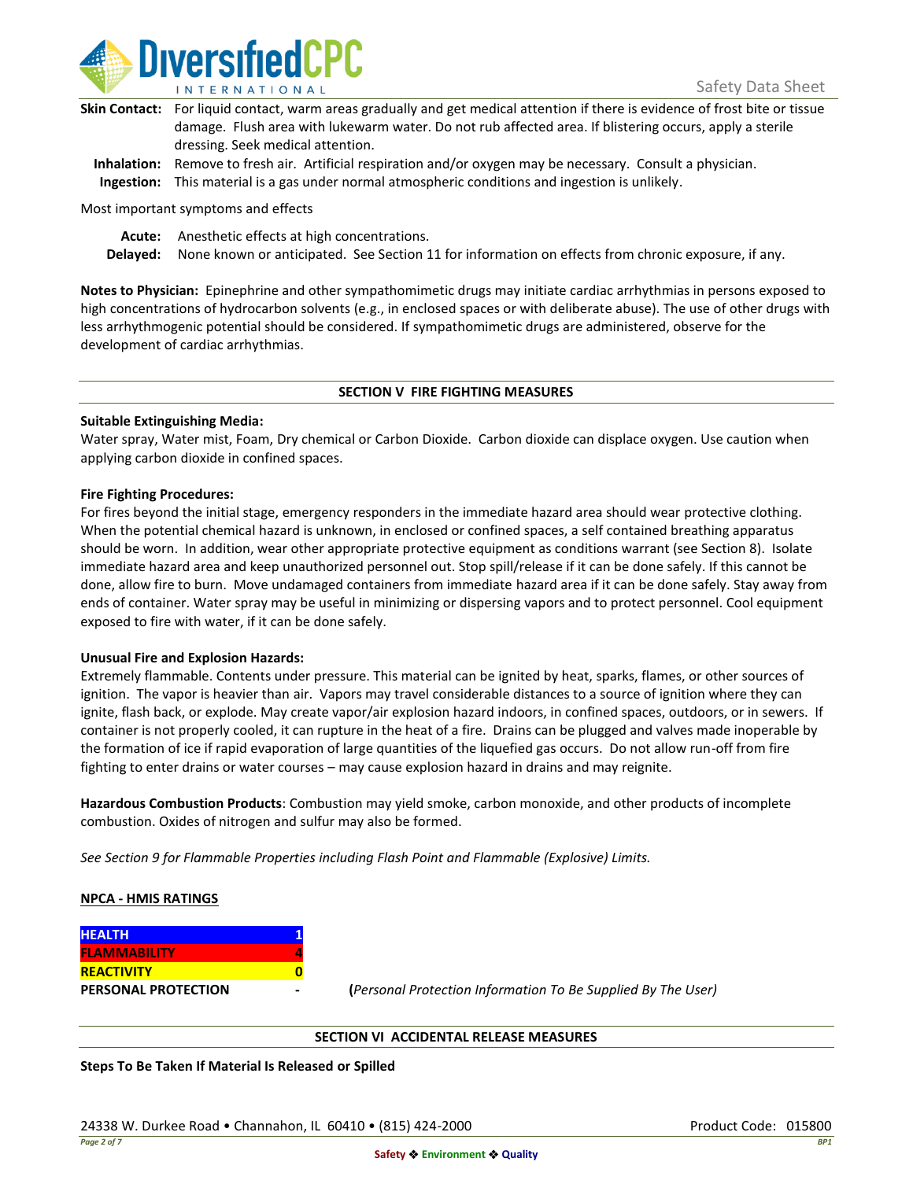**Skin Contact:** For liquid contact, warm areas gradually and get medical attention if there is evidence of frost bite or tissue damage. Flush area with lukewarm water. Do not rub affected area. If blistering occurs, apply a sterile dressing. Seek medical attention.

**Inhalation:** Remove to fresh air. Artificial respiration and/or oxygen may be necessary. Consult a physician.

**Ingestion:** This material is a gas under normal atmospheric conditions and ingestion is unlikely.

Most important symptoms and effects

**Acute:** Anesthetic effects at high concentrations.

**Delayed:** None known or anticipated. See Section 11 for information on effects from chronic exposure, if any.

**Notes to Physician:** Epinephrine and other sympathomimetic drugs may initiate cardiac arrhythmias in persons exposed to high concentrations of hydrocarbon solvents (e.g., in enclosed spaces or with deliberate abuse). The use of other drugs with less arrhythmogenic potential should be considered. If sympathomimetic drugs are administered, observe for the development of cardiac arrhythmias.

## SECTION V FIRE FIGHTING MEASURES

**Suitable Extinguishing Media:**
Water spray, Water mist, Foam, Dry chemical or Carbon Dioxide. Carbon dioxide can displace oxygen. Use caution when applying carbon dioxide in confined spaces.

**Fire Fighting Procedures:**
For fires beyond the initial stage, emergency responders in the immediate hazard area should wear protective clothing. When the potential chemical hazard is unknown, in enclosed or confined spaces, a self contained breathing apparatus should be worn. In addition, wear other appropriate protective equipment as conditions warrant (see Section 8). Isolate immediate hazard area and keep unauthorized personnel out. Stop spill/release if it can be done safely. If this cannot be done, allow fire to burn. Move undamaged containers from immediate hazard area if it can be done safely. Stay away from ends of container. Water spray may be useful in minimizing or dispersing vapors and to protect personnel. Cool equipment exposed to fire with water, if it can be done safely.

**Unusual Fire and Explosion Hazards:**
Extremely flammable. Contents under pressure. This material can be ignited by heat, sparks, flames, or other sources of ignition. The vapor is heavier than air. Vapors may travel considerable distances to a source of ignition where they can ignite, flash back, or explode. May create vapor/air explosion hazard indoors, in confined spaces, outdoors, or in sewers. If container is not properly cooled, it can rupture in the heat of a fire. Drains can be plugged and valves made inoperable by the formation of ice if rapid evaporation of large quantities of the liquefied gas occurs. Do not allow run-off from fire fighting to enter drains or water courses – may cause explosion hazard in drains and may reignite.

**Hazardous Combustion Products**: Combustion may yield smoke, carbon monoxide, and other products of incomplete combustion. Oxides of nitrogen and sulfur may also be formed.

*See Section 9 for Flammable Properties including Flash Point and Flammable (Explosive) Limits.*

**NPCA - HMIS RATINGS**

| | |
|---|---|
| **HEALTH** | **1** |
| **FLAMMABILITY** | **4** |
| **REACTIVITY** | **0** |
| **PERSONAL PROTECTION** | **-** |

(*Personal Protection Information To Be Supplied By The User)*

## SECTION VI ACCIDENTAL RELEASE MEASURES

**Steps To Be Taken If Material Is Released or Spilled**

24338 W. Durkee Road • Channahon, IL 60410 • (815) 424-2000

Product Code: 015800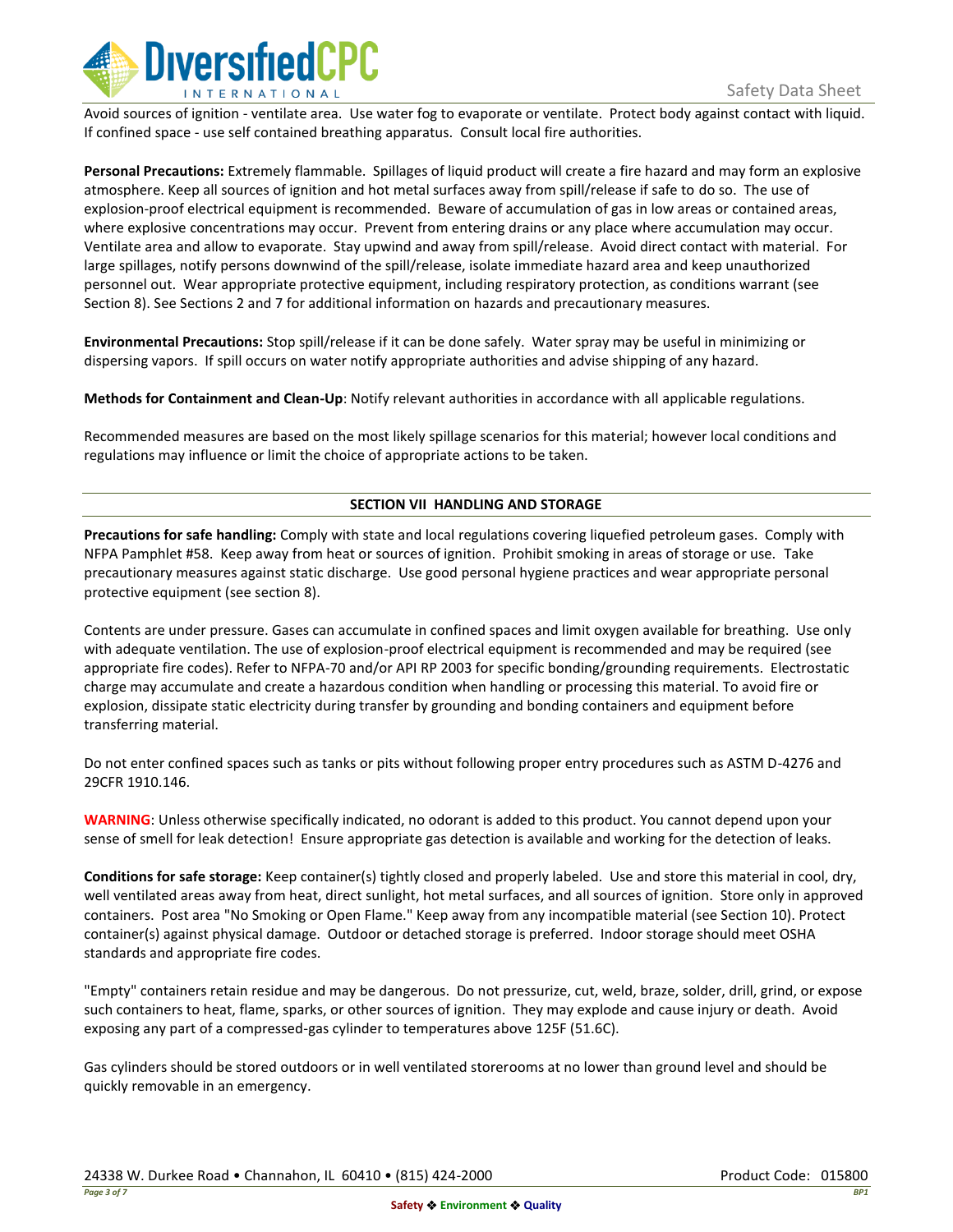Avoid sources of ignition - ventilate area. Use water fog to evaporate or ventilate. Protect body against contact with liquid. If confined space - use self contained breathing apparatus. Consult local fire authorities.

**Personal Precautions:** Extremely flammable. Spillages of liquid product will create a fire hazard and may form an explosive atmosphere. Keep all sources of ignition and hot metal surfaces away from spill/release if safe to do so. The use of explosion-proof electrical equipment is recommended. Beware of accumulation of gas in low areas or contained areas, where explosive concentrations may occur. Prevent from entering drains or any place where accumulation may occur. Ventilate area and allow to evaporate. Stay upwind and away from spill/release. Avoid direct contact with material. For large spillages, notify persons downwind of the spill/release, isolate immediate hazard area and keep unauthorized personnel out. Wear appropriate protective equipment, including respiratory protection, as conditions warrant (see Section 8). See Sections 2 and 7 for additional information on hazards and precautionary measures.

**Environmental Precautions:** Stop spill/release if it can be done safely. Water spray may be useful in minimizing or dispersing vapors. If spill occurs on water notify appropriate authorities and advise shipping of any hazard.

**Methods for Containment and Clean-Up**: Notify relevant authorities in accordance with all applicable regulations.

Recommended measures are based on the most likely spillage scenarios for this material; however local conditions and regulations may influence or limit the choice of appropriate actions to be taken.

## SECTION VII HANDLING AND STORAGE

**Precautions for safe handling:** Comply with state and local regulations covering liquefied petroleum gases. Comply with NFPA Pamphlet #58. Keep away from heat or sources of ignition. Prohibit smoking in areas of storage or use. Take precautionary measures against static discharge. Use good personal hygiene practices and wear appropriate personal protective equipment (see section 8).

Contents are under pressure. Gases can accumulate in confined spaces and limit oxygen available for breathing. Use only with adequate ventilation. The use of explosion-proof electrical equipment is recommended and may be required (see appropriate fire codes). Refer to NFPA-70 and/or API RP 2003 for specific bonding/grounding requirements. Electrostatic charge may accumulate and create a hazardous condition when handling or processing this material. To avoid fire or explosion, dissipate static electricity during transfer by grounding and bonding containers and equipment before transferring material.

Do not enter confined spaces such as tanks or pits without following proper entry procedures such as ASTM D-4276 and 29CFR 1910.146.

**WARNING**: Unless otherwise specifically indicated, no odorant is added to this product. You cannot depend upon your sense of smell for leak detection! Ensure appropriate gas detection is available and working for the detection of leaks.

**Conditions for safe storage:** Keep container(s) tightly closed and properly labeled. Use and store this material in cool, dry, well ventilated areas away from heat, direct sunlight, hot metal surfaces, and all sources of ignition. Store only in approved containers. Post area "No Smoking or Open Flame." Keep away from any incompatible material (see Section 10). Protect container(s) against physical damage. Outdoor or detached storage is preferred. Indoor storage should meet OSHA standards and appropriate fire codes.

"Empty" containers retain residue and may be dangerous. Do not pressurize, cut, weld, braze, solder, drill, grind, or expose such containers to heat, flame, sparks, or other sources of ignition. They may explode and cause injury or death. Avoid exposing any part of a compressed-gas cylinder to temperatures above 125F (51.6C).

Gas cylinders should be stored outdoors or in well ventilated storerooms at no lower than ground level and should be quickly removable in an emergency.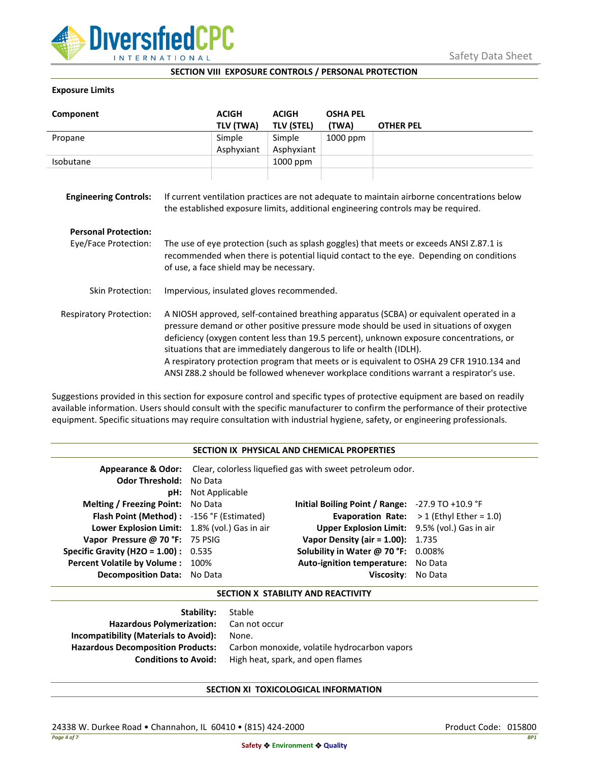## SECTION VIII EXPOSURE CONTROLS / PERSONAL PROTECTION

**Exposure Limits**

| Component | ACIGH TLV (TWA) | ACIGH TLV (STEL) | OSHA PEL (TWA) | OTHER PEL |
|---|---|---|---|---|
| Propane | Simple Asphyxiant | Simple Asphyxiant | 1000 ppm | |
| Isobutane | | 1000 ppm | | |
| | | | | |

**Engineering Controls:** If current ventilation practices are not adequate to maintain airborne concentrations below the established exposure limits, additional engineering controls may be required.

**Personal Protection:**

Eye/Face Protection: The use of eye protection (such as splash goggles) that meets or exceeds ANSI Z.87.1 is recommended when there is potential liquid contact to the eye. Depending on conditions of use, a face shield may be necessary.

Skin Protection: Impervious, insulated gloves recommended.

Respiratory Protection: A NIOSH approved, self-contained breathing apparatus (SCBA) or equivalent operated in a pressure demand or other positive pressure mode should be used in situations of oxygen deficiency (oxygen content less than 19.5 percent), unknown exposure concentrations, or situations that are immediately dangerous to life or health (IDLH).
A respiratory protection program that meets or is equivalent to OSHA 29 CFR 1910.134 and ANSI Z88.2 should be followed whenever workplace conditions warrant a respirator's use.

Suggestions provided in this section for exposure control and specific types of protective equipment are based on readily available information. Users should consult with the specific manufacturer to confirm the performance of their protective equipment. Specific situations may require consultation with industrial hygiene, safety, or engineering professionals.

## SECTION IX PHYSICAL AND CHEMICAL PROPERTIES

**Appearance & Odor:** Clear, colorless liquefied gas with sweet petroleum odor.
**Odor Threshold:** No Data
**pH:** Not Applicable

| | | | |
|---|---|---|---|
| **Melting / Freezing Point:** | No Data | **Initial Boiling Point / Range:** | -27.9 TO +10.9 °F |
| **Flash Point (Method) :** | -156 °F (Estimated) | **Evaporation Rate:** | > 1 (Ethyl Ether = 1.0) |
| **Lower Explosion Limit:** | 1.8% (vol.) Gas in air | **Upper Explosion Limit:** | 9.5% (vol.) Gas in air |
| **Vapor Pressure @ 70 °F:** | 75 PSIG | **Vapor Density (air = 1.00):** | 1.735 |
| **Specific Gravity (H2O = 1.00) :** | 0.535 | **Solubility in Water @ 70 °F:** | 0.008% |
| **Percent Volatile by Volume :** | 100% | **Auto-ignition temperature:** | No Data |
| **Decomposition Data:** | No Data | **Viscosity:** | No Data |

## SECTION X STABILITY AND REACTIVITY

**Stability:** Stable
**Hazardous Polymerization:** Can not occur
**Incompatibility (Materials to Avoid):** None.
**Hazardous Decomposition Products:** Carbon monoxide, volatile hydrocarbon vapors
**Conditions to Avoid:** High heat, spark, and open flames

## SECTION XI TOXICOLOGICAL INFORMATION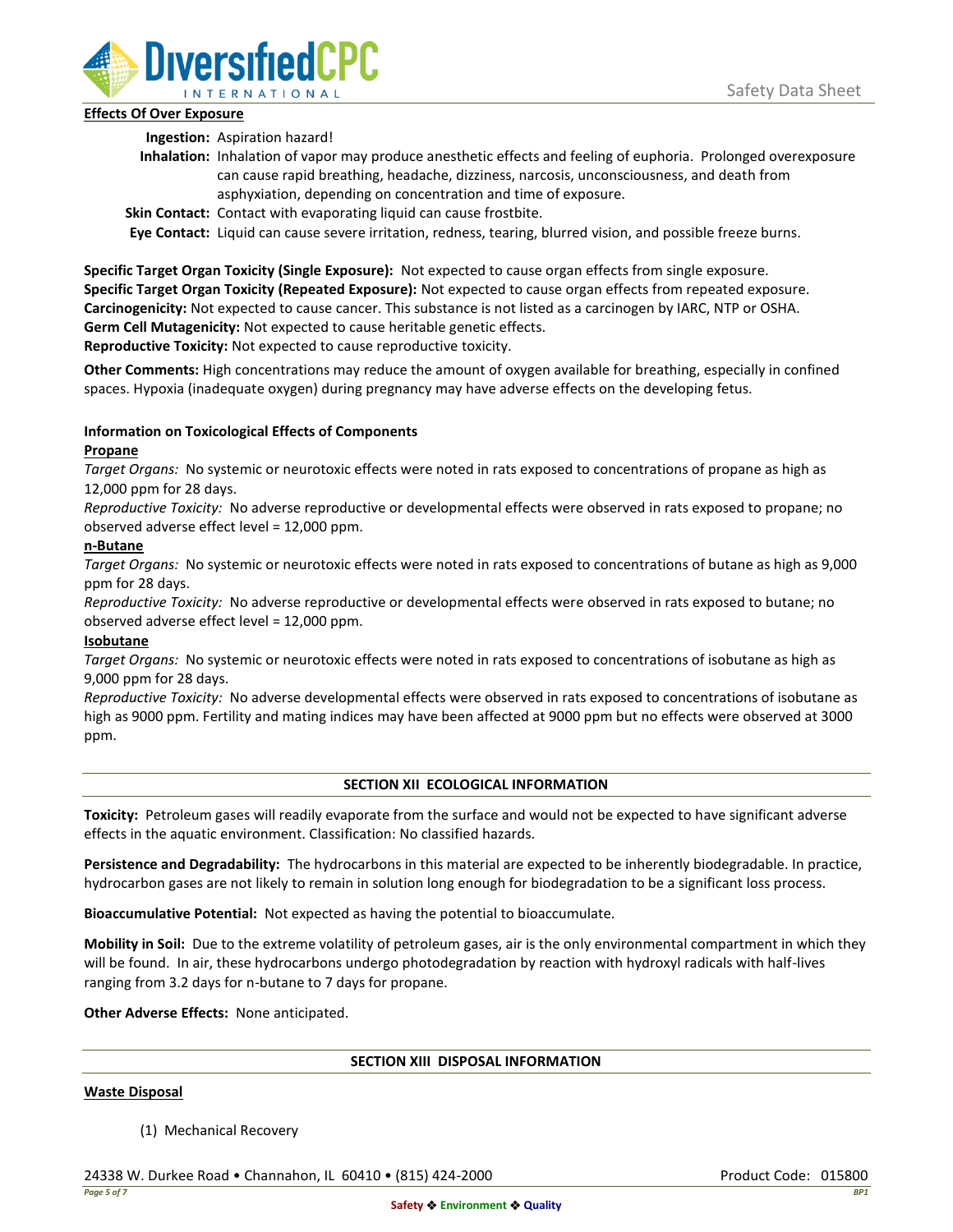**Effects Of Over Exposure**

**Ingestion:** Aspiration hazard!

**Inhalation:** Inhalation of vapor may produce anesthetic effects and feeling of euphoria. Prolonged overexposure can cause rapid breathing, headache, dizziness, narcosis, unconsciousness, and death from asphyxiation, depending on concentration and time of exposure.

**Skin Contact:** Contact with evaporating liquid can cause frostbite.

**Eye Contact:** Liquid can cause severe irritation, redness, tearing, blurred vision, and possible freeze burns.

**Specific Target Organ Toxicity (Single Exposure):** Not expected to cause organ effects from single exposure.
**Specific Target Organ Toxicity (Repeated Exposure):** Not expected to cause organ effects from repeated exposure.
**Carcinogenicity:** Not expected to cause cancer. This substance is not listed as a carcinogen by IARC, NTP or OSHA.
**Germ Cell Mutagenicity:** Not expected to cause heritable genetic effects.
**Reproductive Toxicity:** Not expected to cause reproductive toxicity.

**Other Comments:** High concentrations may reduce the amount of oxygen available for breathing, especially in confined spaces. Hypoxia (inadequate oxygen) during pregnancy may have adverse effects on the developing fetus.

**Information on Toxicological Effects of Components**

**Propane**

*Target Organs:* No systemic or neurotoxic effects were noted in rats exposed to concentrations of propane as high as 12,000 ppm for 28 days.
*Reproductive Toxicity:* No adverse reproductive or developmental effects were observed in rats exposed to propane; no observed adverse effect level = 12,000 ppm.

**n-Butane**

*Target Organs:* No systemic or neurotoxic effects were noted in rats exposed to concentrations of butane as high as 9,000 ppm for 28 days.
*Reproductive Toxicity:* No adverse reproductive or developmental effects were observed in rats exposed to butane; no observed adverse effect level = 12,000 ppm.

**Isobutane**

*Target Organs:* No systemic or neurotoxic effects were noted in rats exposed to concentrations of isobutane as high as 9,000 ppm for 28 days.
*Reproductive Toxicity:* No adverse developmental effects were observed in rats exposed to concentrations of isobutane as high as 9000 ppm. Fertility and mating indices may have been affected at 9000 ppm but no effects were observed at 3000 ppm.

## SECTION XII ECOLOGICAL INFORMATION

**Toxicity:** Petroleum gases will readily evaporate from the surface and would not be expected to have significant adverse effects in the aquatic environment. Classification: No classified hazards.

**Persistence and Degradability:** The hydrocarbons in this material are expected to be inherently biodegradable. In practice, hydrocarbon gases are not likely to remain in solution long enough for biodegradation to be a significant loss process.

**Bioaccumulative Potential:** Not expected as having the potential to bioaccumulate.

**Mobility in Soil:** Due to the extreme volatility of petroleum gases, air is the only environmental compartment in which they will be found. In air, these hydrocarbons undergo photodegradation by reaction with hydroxyl radicals with half-lives ranging from 3.2 days for n-butane to 7 days for propane.

**Other Adverse Effects:** None anticipated.

## SECTION XIII DISPOSAL INFORMATION

**Waste Disposal**

(1) Mechanical Recovery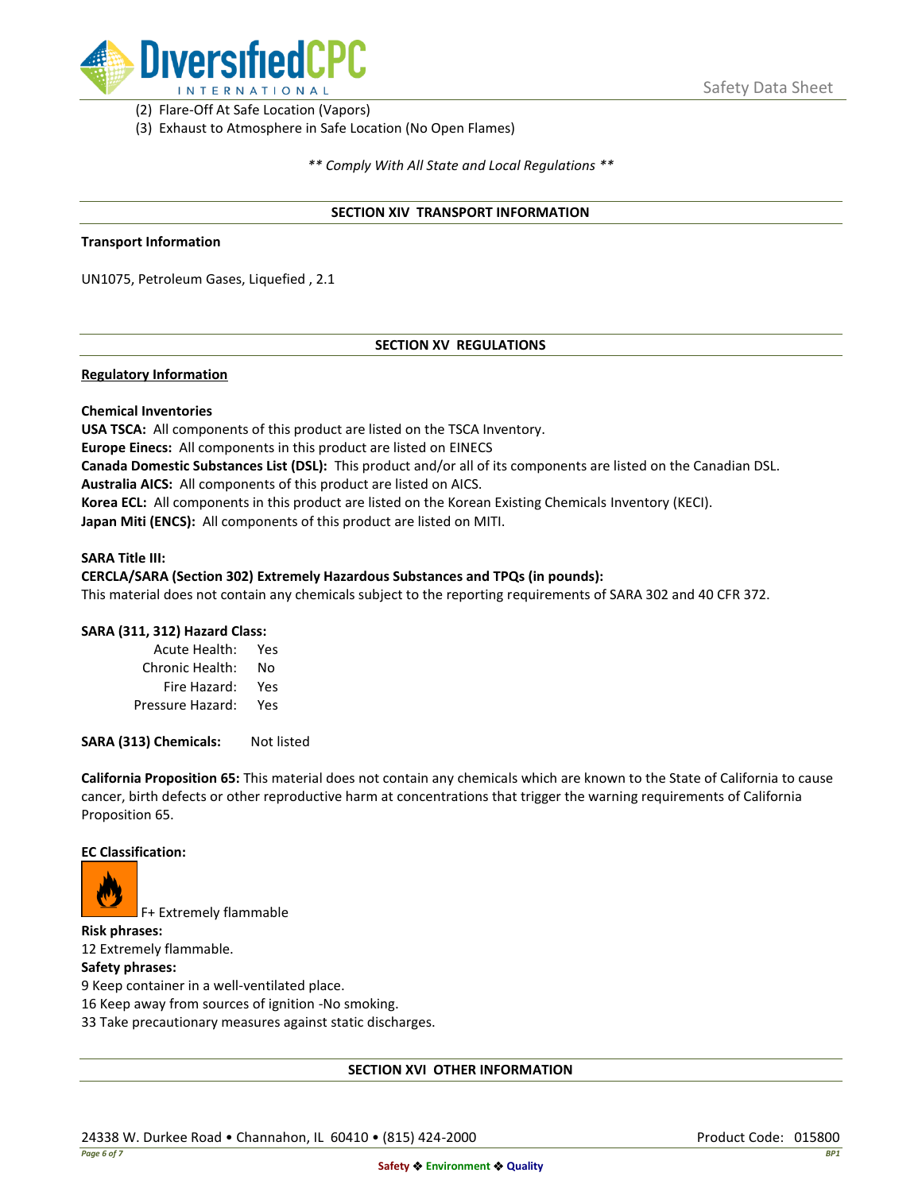(2) Flare-Off At Safe Location (Vapors)
(3) Exhaust to Atmosphere in Safe Location (No Open Flames)

*** Comply With All State and Local Regulations ***

## SECTION XIV TRANSPORT INFORMATION

**Transport Information**

UN1075, Petroleum Gases, Liquefied , 2.1

## SECTION XV REGULATIONS

**Regulatory Information**

**Chemical Inventories**

**USA TSCA:** All components of this product are listed on the TSCA Inventory.
**Europe Einecs:** All components in this product are listed on EINECS
**Canada Domestic Substances List (DSL):** This product and/or all of its components are listed on the Canadian DSL.
**Australia AICS:** All components of this product are listed on AICS.
**Korea ECL:** All components in this product are listed on the Korean Existing Chemicals Inventory (KECI).
**Japan Miti (ENCS):** All components of this product are listed on MITI.

**SARA Title III:**
**CERCLA/SARA (Section 302) Extremely Hazardous Substances and TPQs (in pounds):**
This material does not contain any chemicals subject to the reporting requirements of SARA 302 and 40 CFR 372.

**SARA (311, 312) Hazard Class:**

| | |
|---|---|
| Acute Health: | Yes |
| Chronic Health: | No |
| Fire Hazard: | Yes |
| Pressure Hazard: | Yes |

**SARA (313) Chemicals:** Not listed

**California Proposition 65:** This material does not contain any chemicals which are known to the State of California to cause cancer, birth defects or other reproductive harm at concentrations that trigger the warning requirements of California Proposition 65.

**EC Classification:**

F+ Extremely flammable

**Risk phrases:**
12 Extremely flammable.

**Safety phrases:**
9 Keep container in a well-ventilated place.
16 Keep away from sources of ignition -No smoking.
33 Take precautionary measures against static discharges.

## SECTION XVI OTHER INFORMATION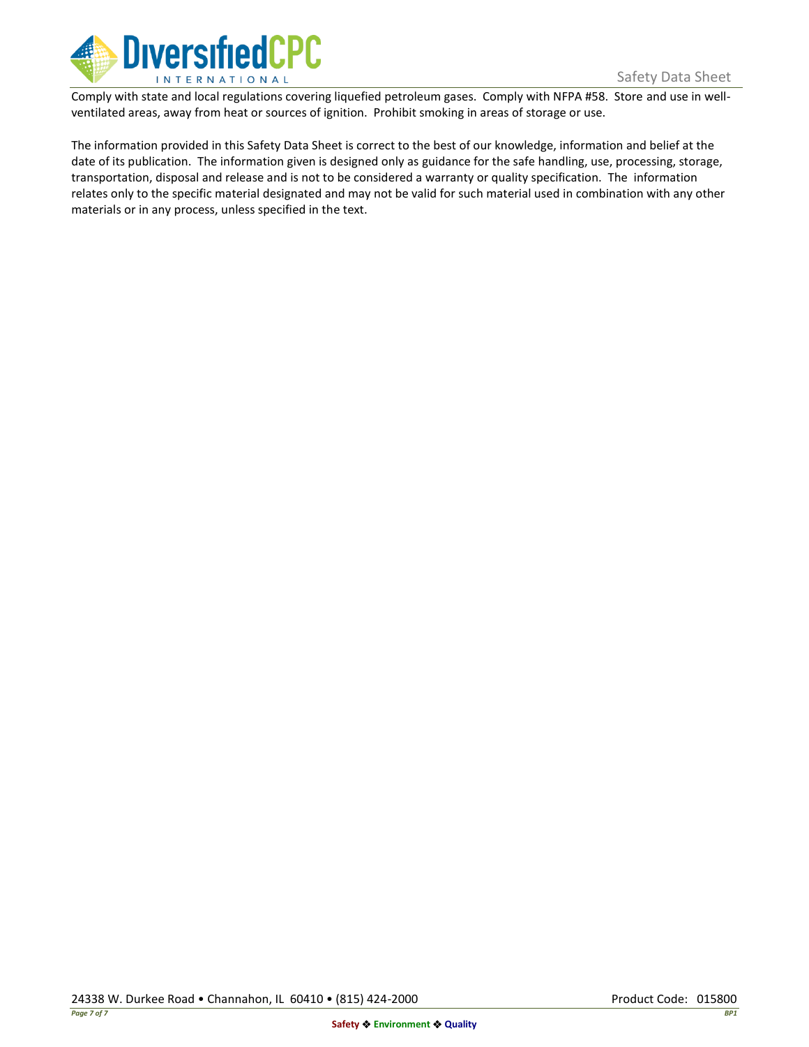Comply with state and local regulations covering liquefied petroleum gases. Comply with NFPA #58. Store and use in well-ventilated areas, away from heat or sources of ignition. Prohibit smoking in areas of storage or use.

The information provided in this Safety Data Sheet is correct to the best of our knowledge, information and belief at the date of its publication. The information given is designed only as guidance for the safe handling, use, processing, storage, transportation, disposal and release and is not to be considered a warranty or quality specification. The information relates only to the specific material designated and may not be valid for such material used in combination with any other materials or in any process, unless specified in the text.